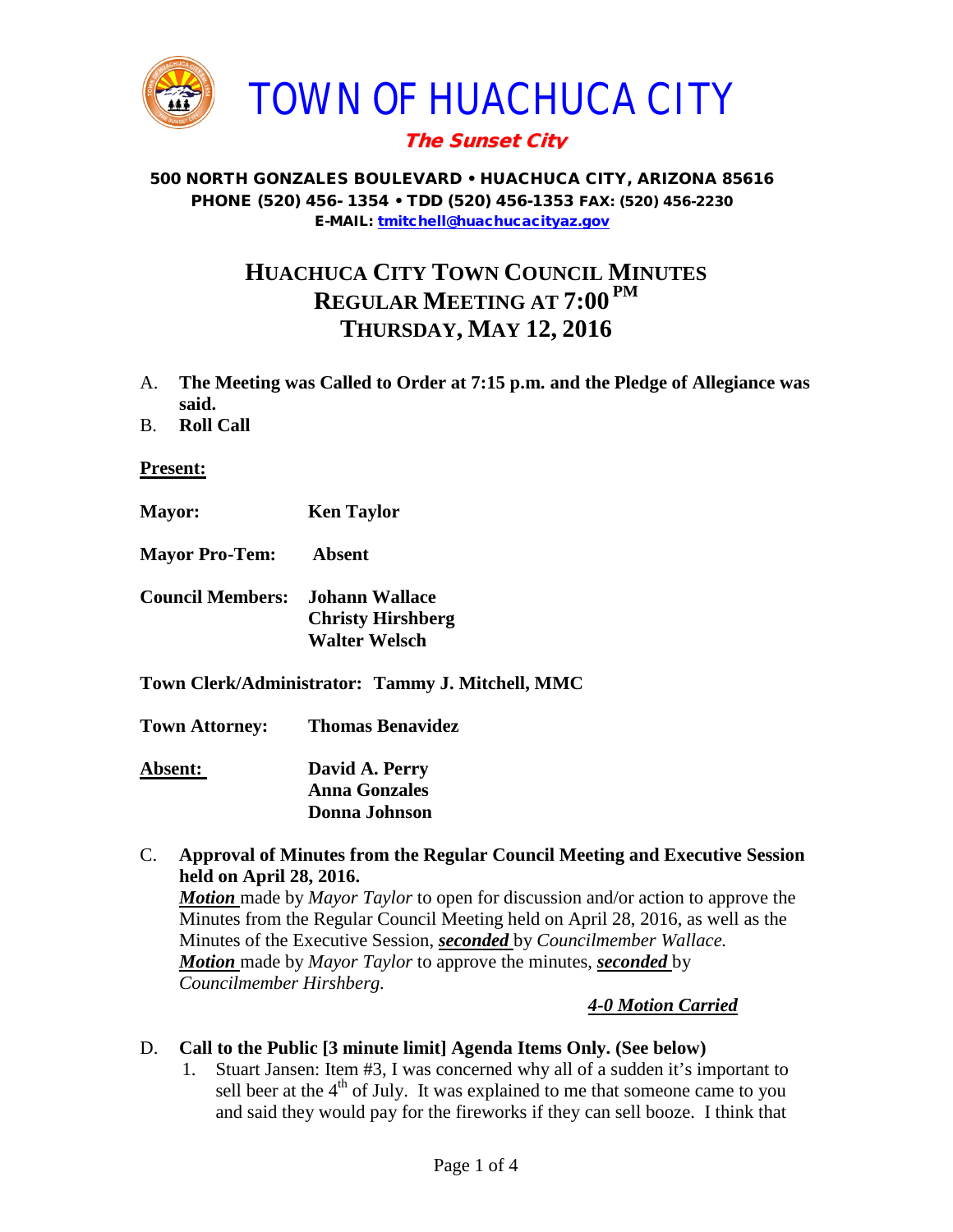# TOWN OF HUACHUCA CITY

***The Sunset City***

**500 NORTH GONZALES BOULEVARD • HUACHUCA CITY, ARIZONA 85616**
**PHONE (520) 456- 1354 • TDD (520) 456-1353 FAX: (520) 456-2230**
**E-MAIL: tmitchell@huachucacityaz.gov**

## HUACHUCA CITY TOWN COUNCIL MINUTES
## REGULAR MEETING AT 7:00 PM
## THURSDAY, MAY 12, 2016

A. **The Meeting was Called to Order at 7:15 p.m. and the Pledge of Allegiance was said.**

B. **Roll Call**

**Present:**

**Mayor:** **Ken Taylor**

**Mayor Pro-Tem:** **Absent**

**Council Members:** **Johann Wallace**
**Christy Hirshberg**
**Walter Welsch**

**Town Clerk/Administrator: Tammy J. Mitchell, MMC**

**Town Attorney:** **Thomas Benavidez**

**Absent:** **David A. Perry**
**Anna Gonzales**
**Donna Johnson**

C. **Approval of Minutes from the Regular Council Meeting and Executive Session held on April 28, 2016.**
***Motion*** made by *Mayor Taylor* to open for discussion and/or action to approve the Minutes from the Regular Council Meeting held on April 28, 2016, as well as the Minutes of the Executive Session, ***seconded*** by *Councilmember Wallace.*
***Motion*** made by *Mayor Taylor* to approve the minutes, ***seconded*** by *Councilmember Hirshberg.*

***4-0 Motion Carried***

D. **Call to the Public [3 minute limit] Agenda Items Only. (See below)**
1. Stuart Jansen: Item #3, I was concerned why all of a sudden it's important to sell beer at the 4th of July. It was explained to me that someone came to you and said they would pay for the fireworks if they can sell booze. I think that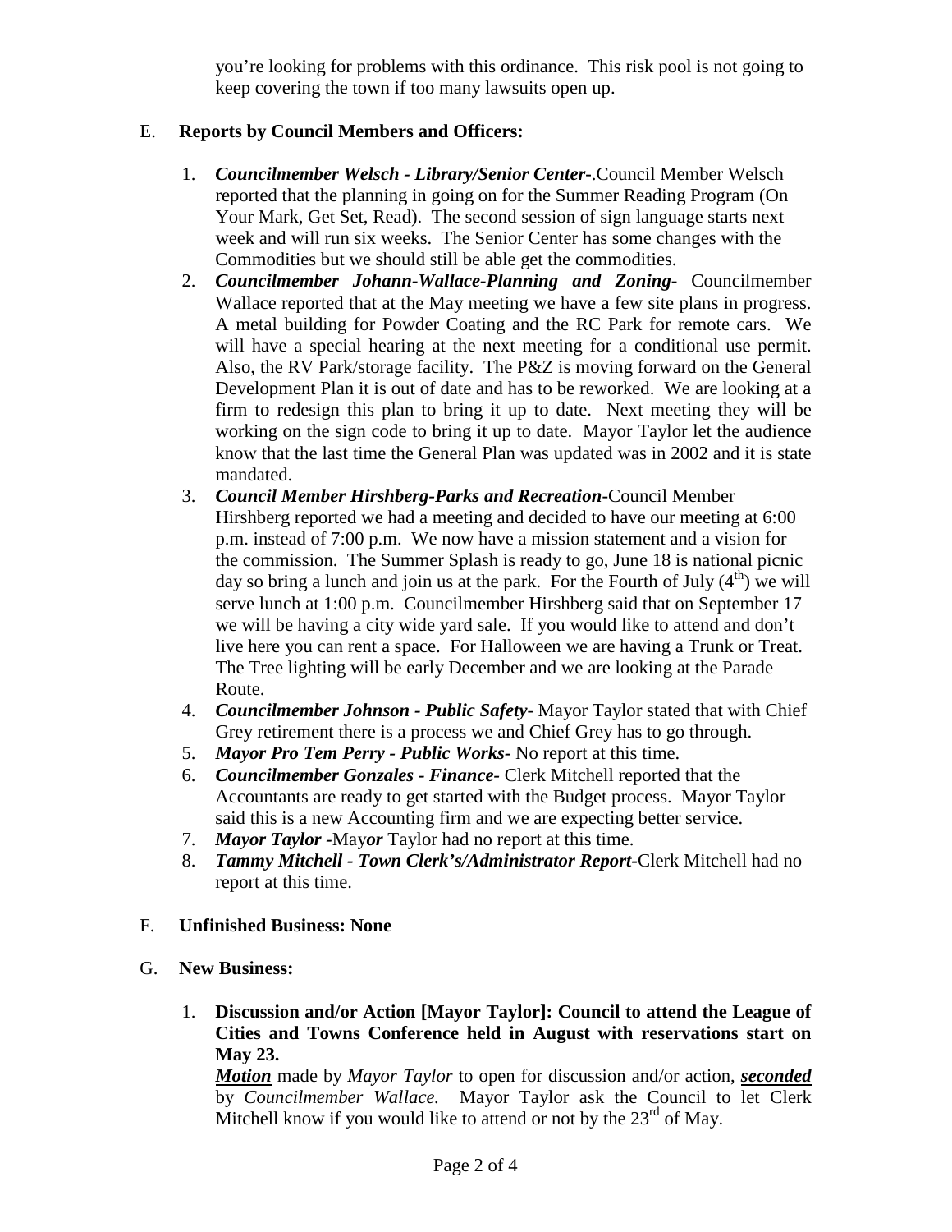you're looking for problems with this ordinance. This risk pool is not going to keep covering the town if too many lawsuits open up.

E. **Reports by Council Members and Officers:**

1. ***Councilmember Welsch - Library/Senior Center-***.Council Member Welsch reported that the planning in going on for the Summer Reading Program (On Your Mark, Get Set, Read). The second session of sign language starts next week and will run six weeks. The Senior Center has some changes with the Commodities but we should still be able get the commodities.
2. ***Councilmember Johann-Wallace-Planning and Zoning-*** Councilmember Wallace reported that at the May meeting we have a few site plans in progress. A metal building for Powder Coating and the RC Park for remote cars. We will have a special hearing at the next meeting for a conditional use permit. Also, the RV Park/storage facility. The P&Z is moving forward on the General Development Plan it is out of date and has to be reworked. We are looking at a firm to redesign this plan to bring it up to date. Next meeting they will be working on the sign code to bring it up to date. Mayor Taylor let the audience know that the last time the General Plan was updated was in 2002 and it is state mandated.
3. ***Council Member Hirshberg-Parks and Recreation-***Council Member Hirshberg reported we had a meeting and decided to have our meeting at 6:00 p.m. instead of 7:00 p.m. We now have a mission statement and a vision for the commission. The Summer Splash is ready to go, June 18 is national picnic day so bring a lunch and join us at the park. For the Fourth of July (4th) we will serve lunch at 1:00 p.m. Councilmember Hirshberg said that on September 17 we will be having a city wide yard sale. If you would like to attend and don't live here you can rent a space. For Halloween we are having a Trunk or Treat. The Tree lighting will be early December and we are looking at the Parade Route.
4. ***Councilmember Johnson - Public Safety-*** Mayor Taylor stated that with Chief Grey retirement there is a process we and Chief Grey has to go through.
5. ***Mayor Pro Tem Perry - Public Works-*** No report at this time.
6. ***Councilmember Gonzales - Finance-*** Clerk Mitchell reported that the Accountants are ready to get started with the Budget process. Mayor Taylor said this is a new Accounting firm and we are expecting better service.
7. ***Mayor Taylor -***May***or*** Taylor had no report at this time.
8. ***Tammy Mitchell - Town Clerk's/Administrator Report-***Clerk Mitchell had no report at this time.

F. **Unfinished Business: None**

G. **New Business:**

1. **Discussion and/or Action [Mayor Taylor]: Council to attend the League of Cities and Towns Conference held in August with reservations start on May 23.**

   ***Motion*** made by *Mayor Taylor* to open for discussion and/or action, ***seconded*** by *Councilmember Wallace.* Mayor Taylor ask the Council to let Clerk Mitchell know if you would like to attend or not by the 23rd of May.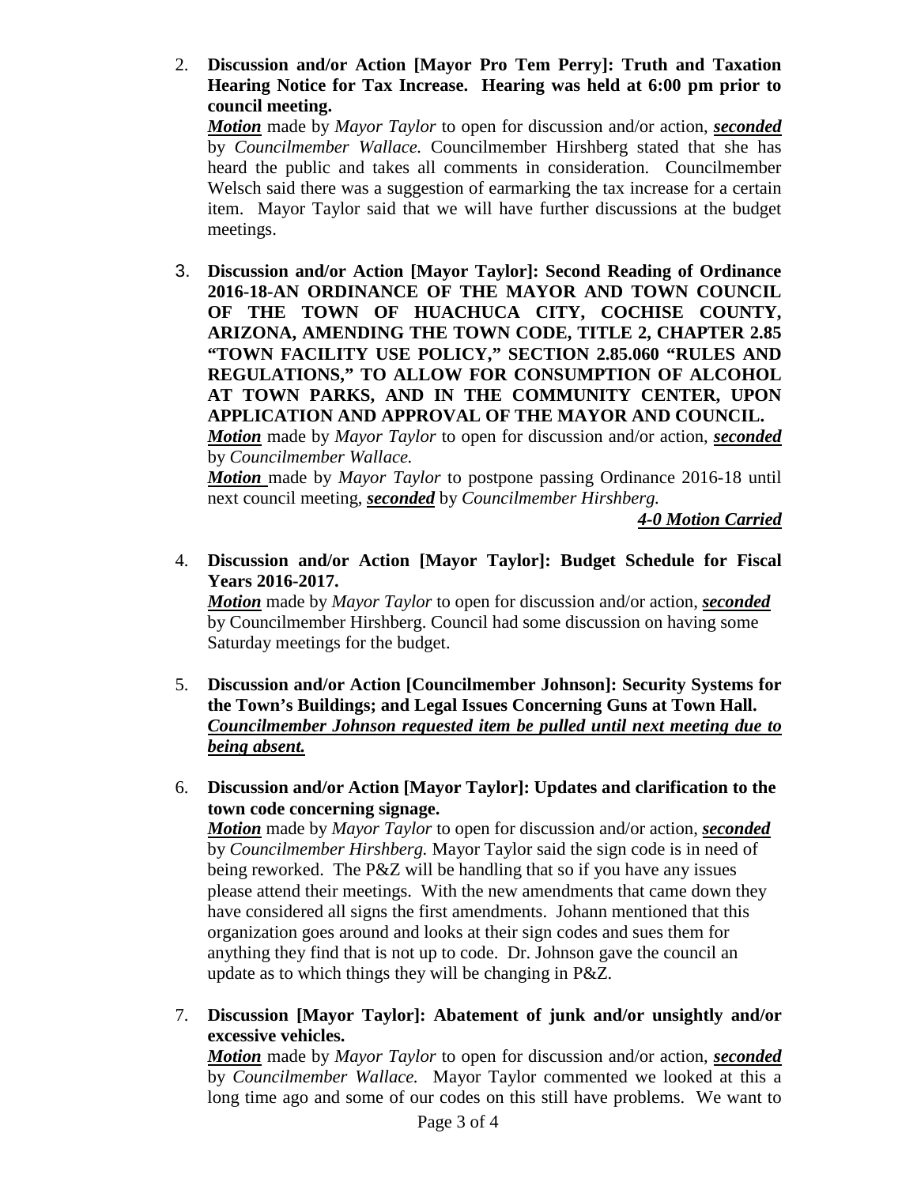2. **Discussion and/or Action [Mayor Pro Tem Perry]: Truth and Taxation Hearing Notice for Tax Increase. Hearing was held at 6:00 pm prior to council meeting.**
   ***Motion*** made by *Mayor Taylor* to open for discussion and/or action, ***seconded*** by *Councilmember Wallace.* Councilmember Hirshberg stated that she has heard the public and takes all comments in consideration. Councilmember Welsch said there was a suggestion of earmarking the tax increase for a certain item. Mayor Taylor said that we will have further discussions at the budget meetings.

3. **Discussion and/or Action [Mayor Taylor]: Second Reading of Ordinance 2016-18-AN ORDINANCE OF THE MAYOR AND TOWN COUNCIL OF THE TOWN OF HUACHUCA CITY, COCHISE COUNTY, ARIZONA, AMENDING THE TOWN CODE, TITLE 2, CHAPTER 2.85 "TOWN FACILITY USE POLICY," SECTION 2.85.060 "RULES AND REGULATIONS," TO ALLOW FOR CONSUMPTION OF ALCOHOL AT TOWN PARKS, AND IN THE COMMUNITY CENTER, UPON APPLICATION AND APPROVAL OF THE MAYOR AND COUNCIL.**
   ***Motion*** made by *Mayor Taylor* to open for discussion and/or action, ***seconded*** by *Councilmember Wallace.*
   ***Motion*** made by *Mayor Taylor* to postpone passing Ordinance 2016-18 until next council meeting, ***seconded*** by *Councilmember Hirshberg.*
   ***4-0 Motion Carried***

4. **Discussion and/or Action [Mayor Taylor]: Budget Schedule for Fiscal Years 2016-2017.**
   ***Motion*** made by *Mayor Taylor* to open for discussion and/or action, ***seconded*** by Councilmember Hirshberg. Council had some discussion on having some Saturday meetings for the budget.

5. **Discussion and/or Action [Councilmember Johnson]: Security Systems for the Town's Buildings; and Legal Issues Concerning Guns at Town Hall.**
   ***Councilmember Johnson requested item be pulled until next meeting due to being absent.***

6. **Discussion and/or Action [Mayor Taylor]: Updates and clarification to the town code concerning signage.**
   ***Motion*** made by *Mayor Taylor* to open for discussion and/or action, ***seconded*** by *Councilmember Hirshberg.* Mayor Taylor said the sign code is in need of being reworked. The P&Z will be handling that so if you have any issues please attend their meetings. With the new amendments that came down they have considered all signs the first amendments. Johann mentioned that this organization goes around and looks at their sign codes and sues them for anything they find that is not up to code. Dr. Johnson gave the council an update as to which things they will be changing in P&Z.

7. **Discussion [Mayor Taylor]: Abatement of junk and/or unsightly and/or excessive vehicles.**
   ***Motion*** made by *Mayor Taylor* to open for discussion and/or action, ***seconded*** by *Councilmember Wallace.* Mayor Taylor commented we looked at this a long time ago and some of our codes on this still have problems. We want to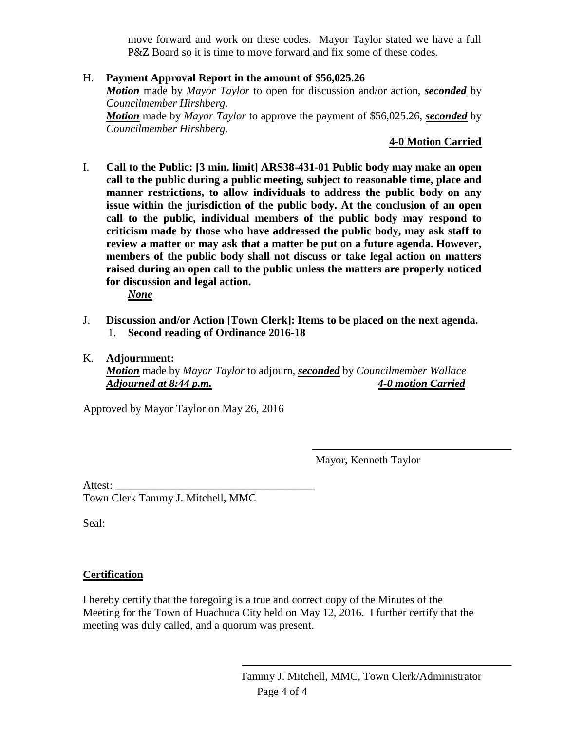move forward and work on these codes. Mayor Taylor stated we have a full P&Z Board so it is time to move forward and fix some of these codes.

H. **Payment Approval Report in the amount of $56,025.26**
***Motion*** made by *Mayor Taylor* to open for discussion and/or action, ***seconded*** by *Councilmember Hirshberg.*
***Motion*** made by *Mayor Taylor* to approve the payment of $56,025.26, ***seconded*** by *Councilmember Hirshberg.*

**4-0 Motion Carried**

I. **Call to the Public: [3 min. limit] ARS38-431-01 Public body may make an open call to the public during a public meeting, subject to reasonable time, place and manner restrictions, to allow individuals to address the public body on any issue within the jurisdiction of the public body. At the conclusion of an open call to the public, individual members of the public body may respond to criticism made by those who have addressed the public body, may ask staff to review a matter or may ask that a matter be put on a future agenda. However, members of the public body shall not discuss or take legal action on matters raised during an open call to the public unless the matters are properly noticed for discussion and legal action.**
***None***

J. **Discussion and/or Action [Town Clerk]: Items to be placed on the next agenda.**
1. **Second reading of Ordinance 2016-18**

K. **Adjournment:**
***Motion*** made by *Mayor Taylor* to adjourn, ***seconded*** by *Councilmember Wallace*
***Adjourned at 8:44 p.m.*** ***4-0 motion Carried***

Approved by Mayor Taylor on May 26, 2016

\_\_\_\_\_\_\_\_\_\_\_\_\_\_\_\_\_\_\_\_\_\_\_\_\_\_\_\_\_\_\_\_\_\_\_\_
Mayor, Kenneth Taylor

Attest: \_\_\_\_\_\_\_\_\_\_\_\_\_\_\_\_\_\_\_\_\_\_\_\_\_\_\_\_\_\_\_\_\_\_\_\_
Town Clerk Tammy J. Mitchell, MMC

Seal:

**Certification**

I hereby certify that the foregoing is a true and correct copy of the Minutes of the Meeting for the Town of Huachuca City held on May 12, 2016. I further certify that the meeting was duly called, and a quorum was present.

\_\_\_\_\_\_\_\_\_\_\_\_\_\_\_\_\_\_\_\_\_\_\_\_\_\_\_\_\_\_\_\_\_\_\_\_
Tammy J. Mitchell, MMC, Town Clerk/Administrator